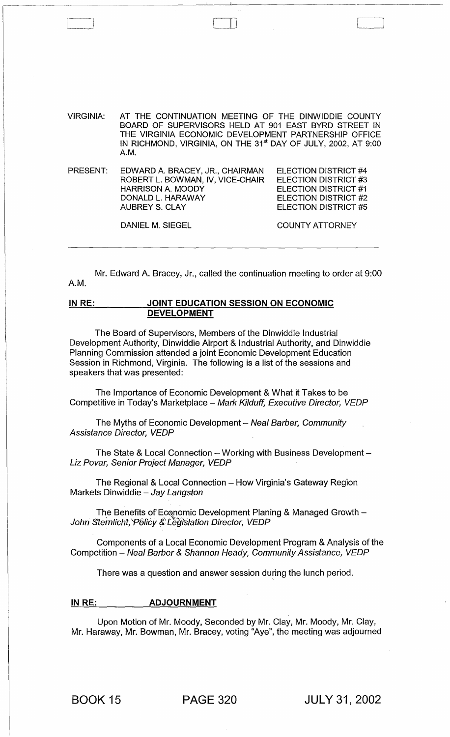VIRGINIA: AT THE CONTINUATION MEETING OF THE DINWIDDIE COUNTY BOARD OF SUPERVISORS HELD AT 901 EAST BYRD STREET IN THE VIRGINIA ECONOMIC DEVELOPMENT PARTNERSHIP OFFICE IN RICHMOND, VIRGINIA, ON THE 31st DAY OF JULY, 2002, AT 9:00 A.M.

| PRESENT: | | |
|---|---|---|
| | EDWARD A. BRACEY, JR., CHAIRMAN | ELECTION DISTRICT #4 |
| | ROBERT L. BOWMAN, IV, VICE-CHAIR | ELECTION DISTRICT #3 |
| | HARRISON A. MOODY | ELECTION DISTRICT #1 |
| | DONALD L. HARAWAY | ELECTION DISTRICT #2 |
| | AUBREY S. CLAY | ELECTION DISTRICT #5 |
| | DANIEL M. SIEGEL | COUNTY ATTORNEY |

---

Mr. Edward A. Bracey, Jr., called the continuation meeting to order at 9:00 A.M.

**IN RE: JOINT EDUCATION SESSION ON ECONOMIC DEVELOPMENT**

The Board of Supervisors, Members of the Dinwiddie Industrial Development Authority, Dinwiddie Airport & Industrial Authority, and Dinwiddie Planning Commission attended a joint Economic Development Education Session in Richmond, Virginia. The following is a list of the sessions and speakers that was presented:

The Importance of Economic Development & What it Takes to be Competitive in Today's Marketplace – *Mark Kilduff, Executive Director, VEDP*

The Myths of Economic Development – *Neal Barber, Community Assistance Director, VEDP*

The State & Local Connection – Working with Business Development – *Liz Povar, Senior Project Manager, VEDP*

The Regional & Local Connection – How Virginia's Gateway Region Markets Dinwiddie – *Jay Langston*

The Benefits of Economic Development Planing & Managed Growth – *John Sternlicht, Policy & Legislation Director, VEDP*

Components of a Local Economic Development Program & Analysis of the Competition – *Neal Barber & Shannon Heady, Community Assistance, VEDP*

There was a question and answer session during the lunch period.

**IN RE: ADJOURNMENT**

Upon Motion of Mr. Moody, Seconded by Mr. Clay, Mr. Moody, Mr. Clay, Mr. Haraway, Mr. Bowman, Mr. Bracey, voting "Aye", the meeting was adjourned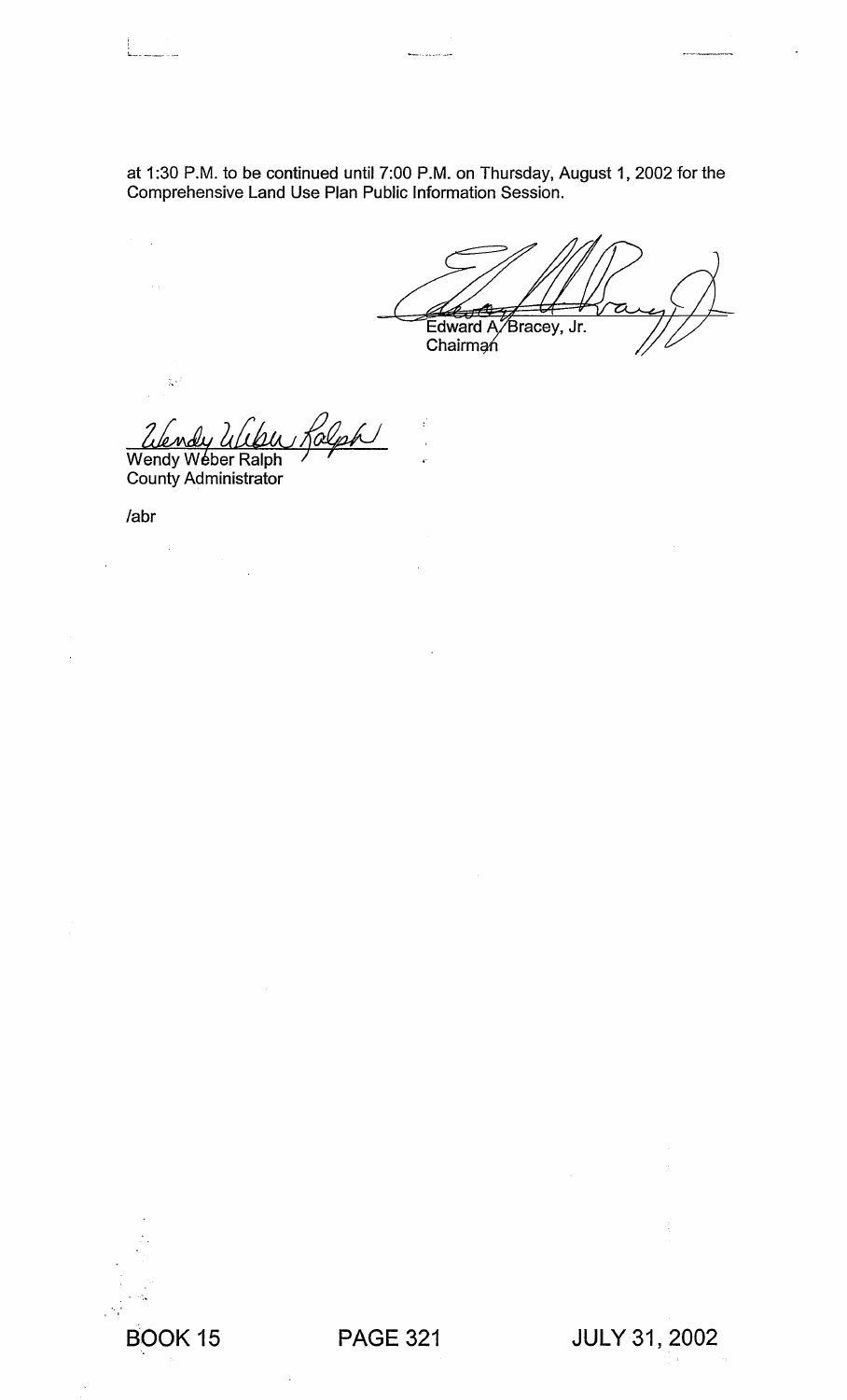at 1:30 P.M. to be continued until 7:00 P.M. on Thursday, August 1, 2002 for the Comprehensive Land Use Plan Public Information Session.

Edward A. Bracey, Jr.
Chairman

Wendy Weber Ralph
County Administrator

/abr

BOOK 15 PAGE 321 JULY 31, 2002